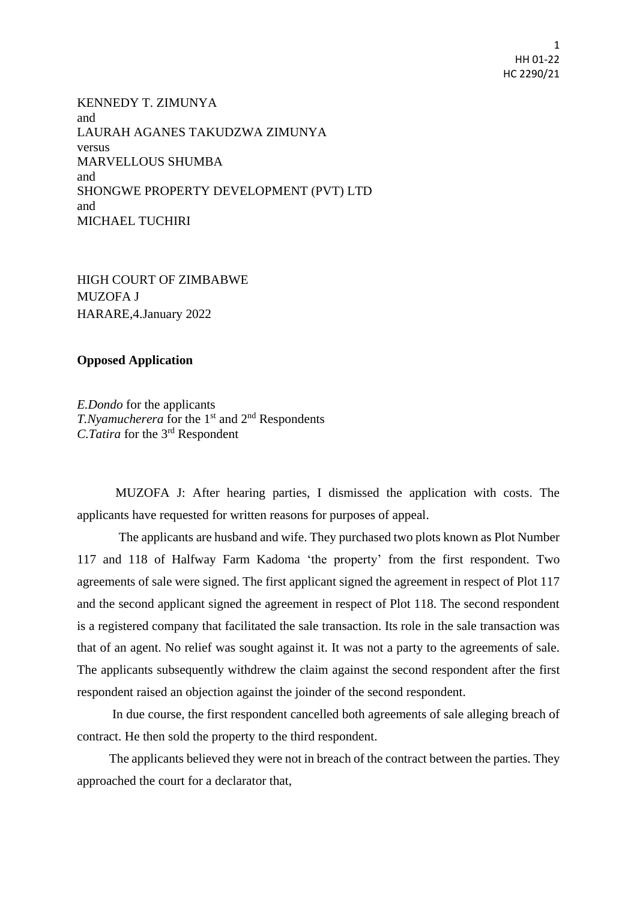KENNEDY T. ZIMUNYA
and
LAURAH AGANES TAKUDZWA ZIMUNYA
versus
MARVELLOUS SHUMBA
and
SHONGWE PROPERTY DEVELOPMENT (PVT) LTD
and
MICHAEL TUCHIRI

HIGH COURT OF ZIMBABWE
MUZOFA J
HARARE,4.January 2022

**Opposed Application**

*E.Dondo* for the applicants
*T.Nyamucherera* for the 1st and 2nd Respondents
*C.Tatira* for the 3rd Respondent

MUZOFA J: After hearing parties, I dismissed the application with costs. The applicants have requested for written reasons for purposes of appeal.

The applicants are husband and wife. They purchased two plots known as Plot Number 117 and 118 of Halfway Farm Kadoma 'the property' from the first respondent. Two agreements of sale were signed. The first applicant signed the agreement in respect of Plot 117 and the second applicant signed the agreement in respect of Plot 118. The second respondent is a registered company that facilitated the sale transaction. Its role in the sale transaction was that of an agent. No relief was sought against it. It was not a party to the agreements of sale. The applicants subsequently withdrew the claim against the second respondent after the first respondent raised an objection against the joinder of the second respondent.

In due course, the first respondent cancelled both agreements of sale alleging breach of contract. He then sold the property to the third respondent.

The applicants believed they were not in breach of the contract between the parties. They approached the court for a declarator that,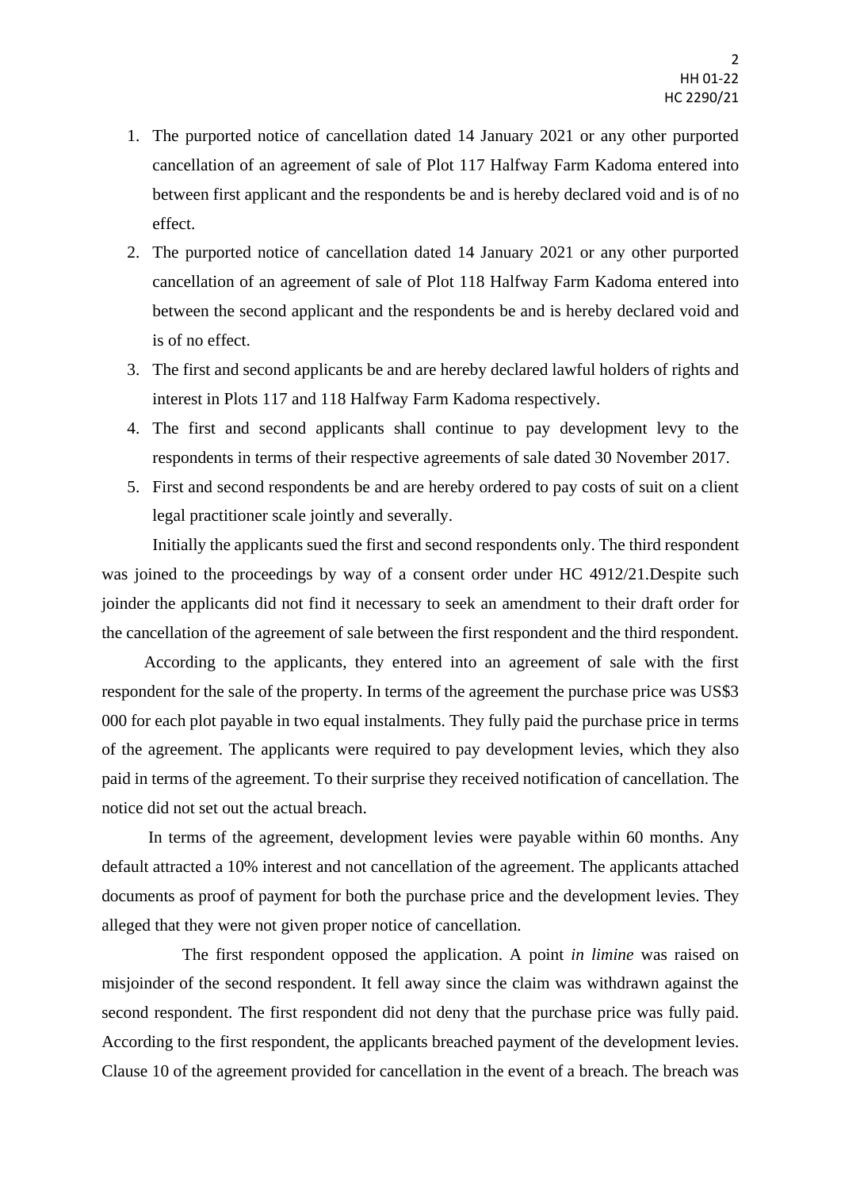1. The purported notice of cancellation dated 14 January 2021 or any other purported cancellation of an agreement of sale of Plot 117 Halfway Farm Kadoma entered into between first applicant and the respondents be and is hereby declared void and is of no effect.
2. The purported notice of cancellation dated 14 January 2021 or any other purported cancellation of an agreement of sale of Plot 118 Halfway Farm Kadoma entered into between the second applicant and the respondents be and is hereby declared void and is of no effect.
3. The first and second applicants be and are hereby declared lawful holders of rights and interest in Plots 117 and 118 Halfway Farm Kadoma respectively.
4. The first and second applicants shall continue to pay development levy to the respondents in terms of their respective agreements of sale dated 30 November 2017.
5. First and second respondents be and are hereby ordered to pay costs of suit on a client legal practitioner scale jointly and severally.

Initially the applicants sued the first and second respondents only. The third respondent was joined to the proceedings by way of a consent order under HC 4912/21.Despite such joinder the applicants did not find it necessary to seek an amendment to their draft order for the cancellation of the agreement of sale between the first respondent and the third respondent.

According to the applicants, they entered into an agreement of sale with the first respondent for the sale of the property. In terms of the agreement the purchase price was US$3 000 for each plot payable in two equal instalments. They fully paid the purchase price in terms of the agreement. The applicants were required to pay development levies, which they also paid in terms of the agreement. To their surprise they received notification of cancellation. The notice did not set out the actual breach.

In terms of the agreement, development levies were payable within 60 months. Any default attracted a 10% interest and not cancellation of the agreement. The applicants attached documents as proof of payment for both the purchase price and the development levies. They alleged that they were not given proper notice of cancellation.

The first respondent opposed the application. A point *in limine* was raised on misjoinder of the second respondent. It fell away since the claim was withdrawn against the second respondent. The first respondent did not deny that the purchase price was fully paid. According to the first respondent, the applicants breached payment of the development levies. Clause 10 of the agreement provided for cancellation in the event of a breach. The breach was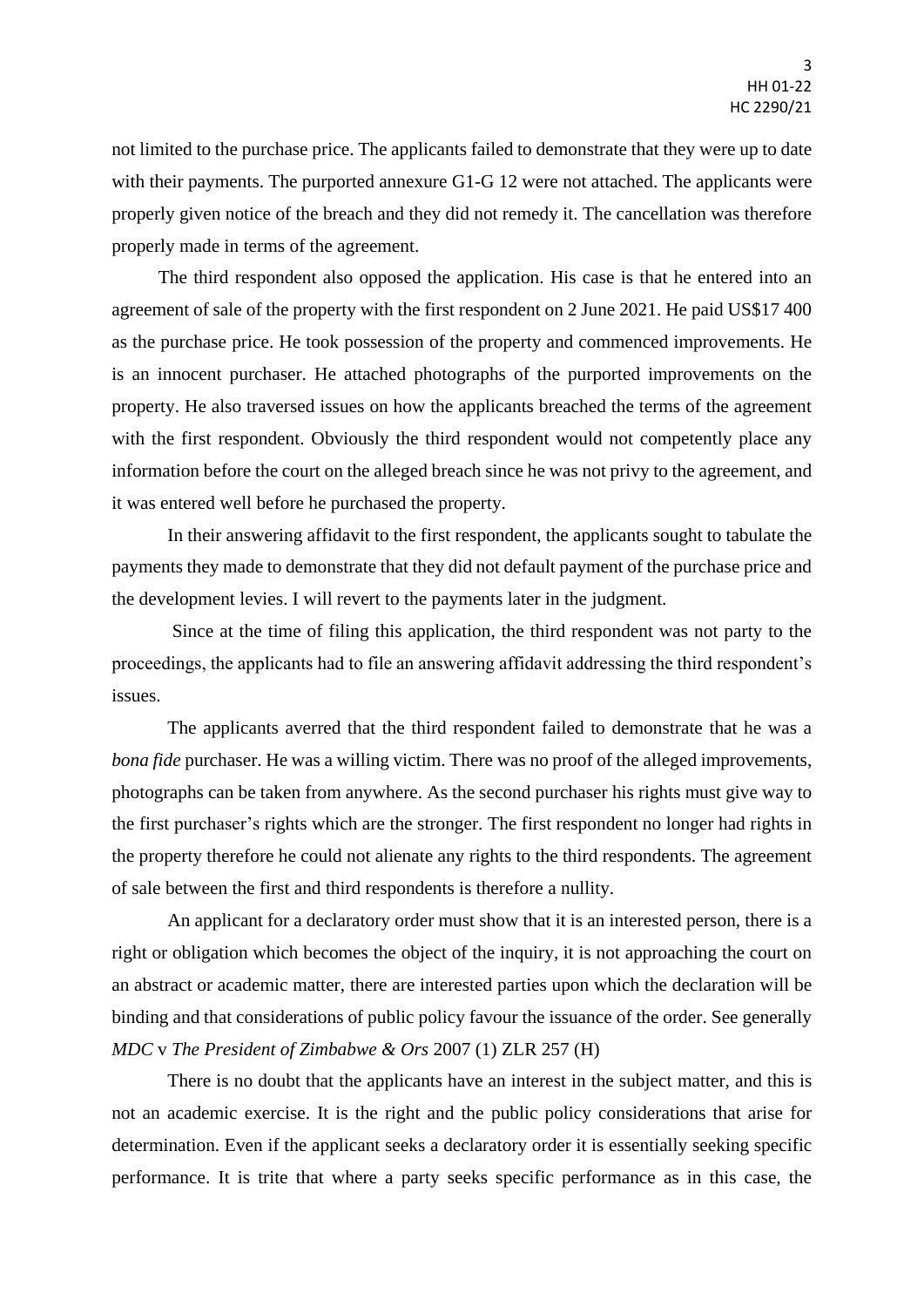not limited to the purchase price. The applicants failed to demonstrate that they were up to date with their payments. The purported annexure G1-G 12 were not attached. The applicants were properly given notice of the breach and they did not remedy it. The cancellation was therefore properly made in terms of the agreement.

The third respondent also opposed the application. His case is that he entered into an agreement of sale of the property with the first respondent on 2 June 2021. He paid US$17 400 as the purchase price. He took possession of the property and commenced improvements. He is an innocent purchaser. He attached photographs of the purported improvements on the property. He also traversed issues on how the applicants breached the terms of the agreement with the first respondent. Obviously the third respondent would not competently place any information before the court on the alleged breach since he was not privy to the agreement, and it was entered well before he purchased the property.

In their answering affidavit to the first respondent, the applicants sought to tabulate the payments they made to demonstrate that they did not default payment of the purchase price and the development levies. I will revert to the payments later in the judgment.

Since at the time of filing this application, the third respondent was not party to the proceedings, the applicants had to file an answering affidavit addressing the third respondent's issues.

The applicants averred that the third respondent failed to demonstrate that he was a *bona fide* purchaser. He was a willing victim. There was no proof of the alleged improvements, photographs can be taken from anywhere. As the second purchaser his rights must give way to the first purchaser's rights which are the stronger. The first respondent no longer had rights in the property therefore he could not alienate any rights to the third respondents. The agreement of sale between the first and third respondents is therefore a nullity.

An applicant for a declaratory order must show that it is an interested person, there is a right or obligation which becomes the object of the inquiry, it is not approaching the court on an abstract or academic matter, there are interested parties upon which the declaration will be binding and that considerations of public policy favour the issuance of the order. See generally *MDC* v *The President of Zimbabwe & Ors* 2007 (1) ZLR 257 (H)

There is no doubt that the applicants have an interest in the subject matter, and this is not an academic exercise. It is the right and the public policy considerations that arise for determination. Even if the applicant seeks a declaratory order it is essentially seeking specific performance. It is trite that where a party seeks specific performance as in this case, the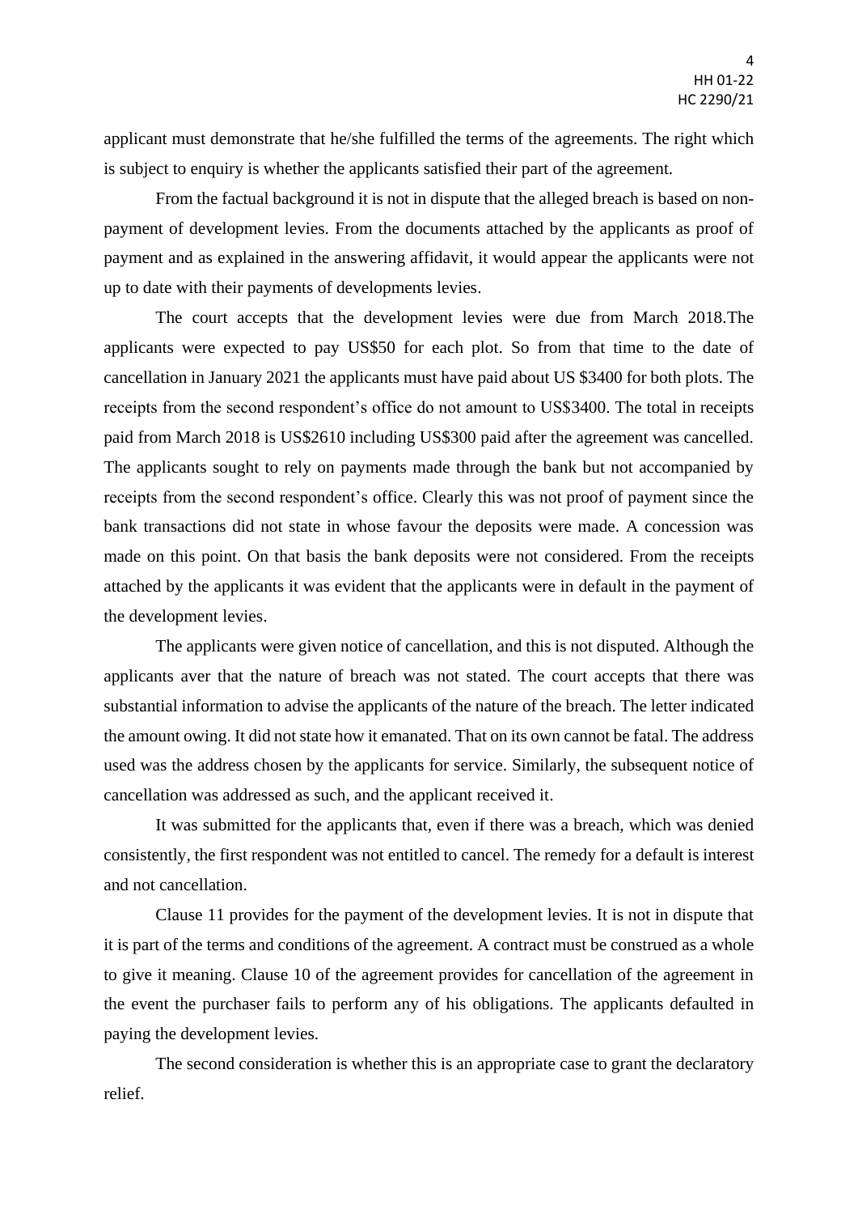applicant must demonstrate that he/she fulfilled the terms of the agreements. The right which is subject to enquiry is whether the applicants satisfied their part of the agreement.

From the factual background it is not in dispute that the alleged breach is based on non-payment of development levies. From the documents attached by the applicants as proof of payment and as explained in the answering affidavit, it would appear the applicants were not up to date with their payments of developments levies.

The court accepts that the development levies were due from March 2018.The applicants were expected to pay US$50 for each plot. So from that time to the date of cancellation in January 2021 the applicants must have paid about US $3400 for both plots. The receipts from the second respondent's office do not amount to US$3400. The total in receipts paid from March 2018 is US$2610 including US$300 paid after the agreement was cancelled. The applicants sought to rely on payments made through the bank but not accompanied by receipts from the second respondent's office. Clearly this was not proof of payment since the bank transactions did not state in whose favour the deposits were made. A concession was made on this point. On that basis the bank deposits were not considered. From the receipts attached by the applicants it was evident that the applicants were in default in the payment of the development levies.

The applicants were given notice of cancellation, and this is not disputed. Although the applicants aver that the nature of breach was not stated. The court accepts that there was substantial information to advise the applicants of the nature of the breach. The letter indicated the amount owing. It did not state how it emanated. That on its own cannot be fatal. The address used was the address chosen by the applicants for service. Similarly, the subsequent notice of cancellation was addressed as such, and the applicant received it.

It was submitted for the applicants that, even if there was a breach, which was denied consistently, the first respondent was not entitled to cancel. The remedy for a default is interest and not cancellation.

Clause 11 provides for the payment of the development levies. It is not in dispute that it is part of the terms and conditions of the agreement. A contract must be construed as a whole to give it meaning. Clause 10 of the agreement provides for cancellation of the agreement in the event the purchaser fails to perform any of his obligations. The applicants defaulted in paying the development levies.

The second consideration is whether this is an appropriate case to grant the declaratory relief.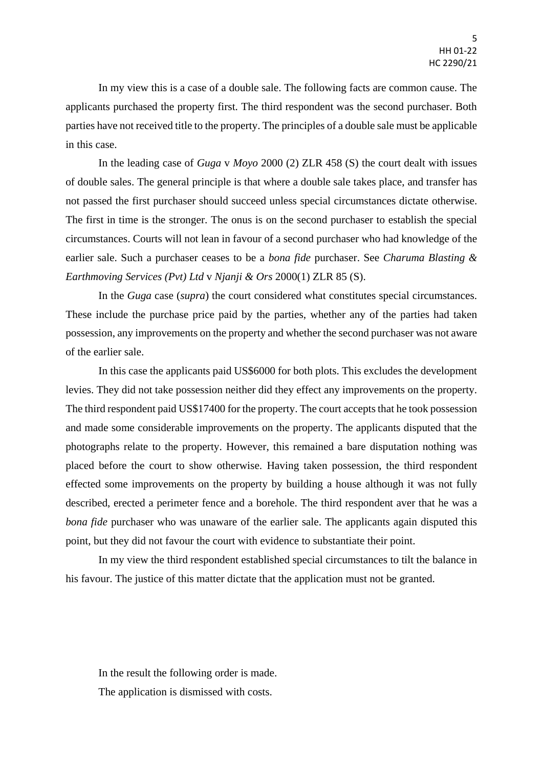In my view this is a case of a double sale. The following facts are common cause. The applicants purchased the property first. The third respondent was the second purchaser. Both parties have not received title to the property. The principles of a double sale must be applicable in this case.

In the leading case of *Guga* v *Moyo* 2000 (2) ZLR 458 (S) the court dealt with issues of double sales. The general principle is that where a double sale takes place, and transfer has not passed the first purchaser should succeed unless special circumstances dictate otherwise. The first in time is the stronger. The onus is on the second purchaser to establish the special circumstances. Courts will not lean in favour of a second purchaser who had knowledge of the earlier sale. Such a purchaser ceases to be a *bona fide* purchaser. See *Charuma Blasting & Earthmoving Services (Pvt) Ltd* v *Njanji & Ors* 2000(1) ZLR 85 (S).

In the *Guga* case (*supra*) the court considered what constitutes special circumstances. These include the purchase price paid by the parties, whether any of the parties had taken possession, any improvements on the property and whether the second purchaser was not aware of the earlier sale.

In this case the applicants paid US$6000 for both plots. This excludes the development levies. They did not take possession neither did they effect any improvements on the property. The third respondent paid US$17400 for the property. The court accepts that he took possession and made some considerable improvements on the property. The applicants disputed that the photographs relate to the property. However, this remained a bare disputation nothing was placed before the court to show otherwise. Having taken possession, the third respondent effected some improvements on the property by building a house although it was not fully described, erected a perimeter fence and a borehole. The third respondent aver that he was a *bona fide* purchaser who was unaware of the earlier sale. The applicants again disputed this point, but they did not favour the court with evidence to substantiate their point.

In my view the third respondent established special circumstances to tilt the balance in his favour. The justice of this matter dictate that the application must not be granted.

In the result the following order is made.

The application is dismissed with costs.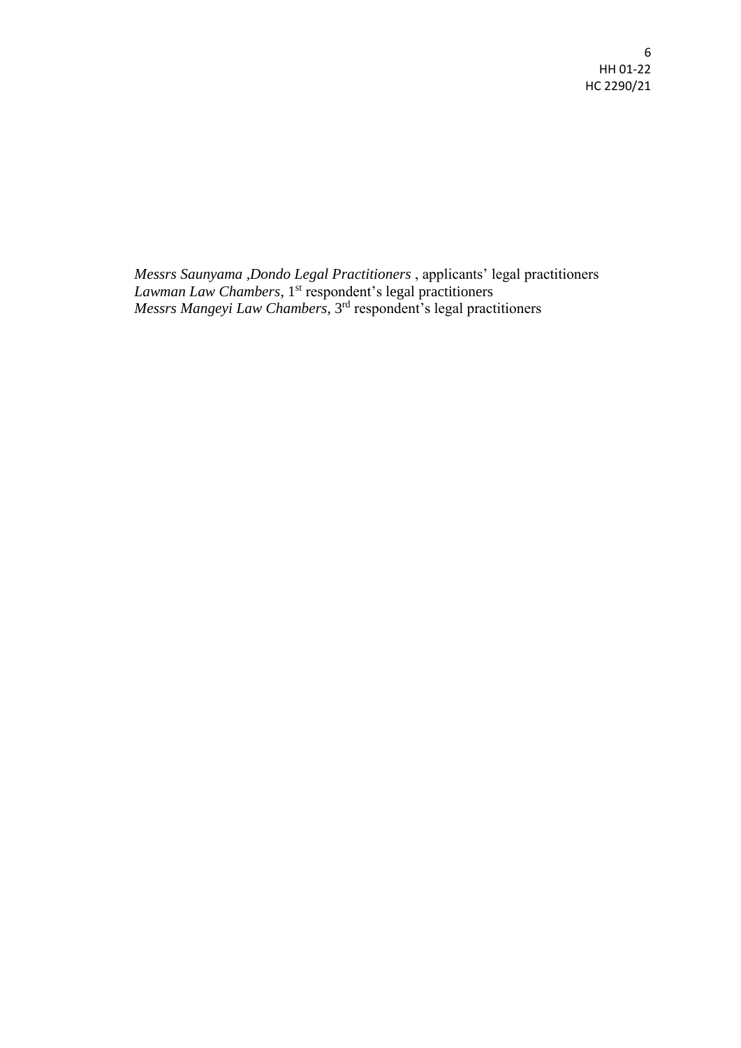*Messrs Saunyama ,Dondo Legal Practitioners* , applicants' legal practitioners
*Lawman Law Chambers*, 1st respondent's legal practitioners
*Messrs Mangeyi Law Chambers*, 3rd respondent's legal practitioners